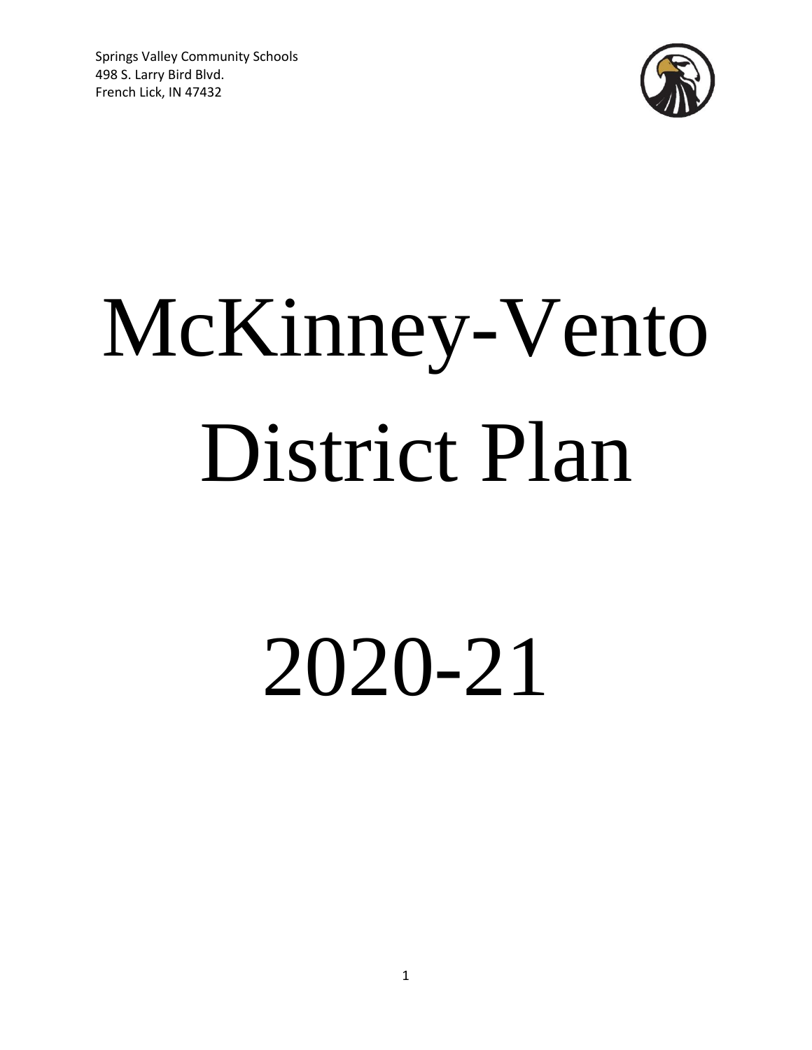Springs Valley Community Schools
498 S. Larry Bird Blvd.
French Lick, IN 47432

# McKinney-Vento District Plan

# 2020-21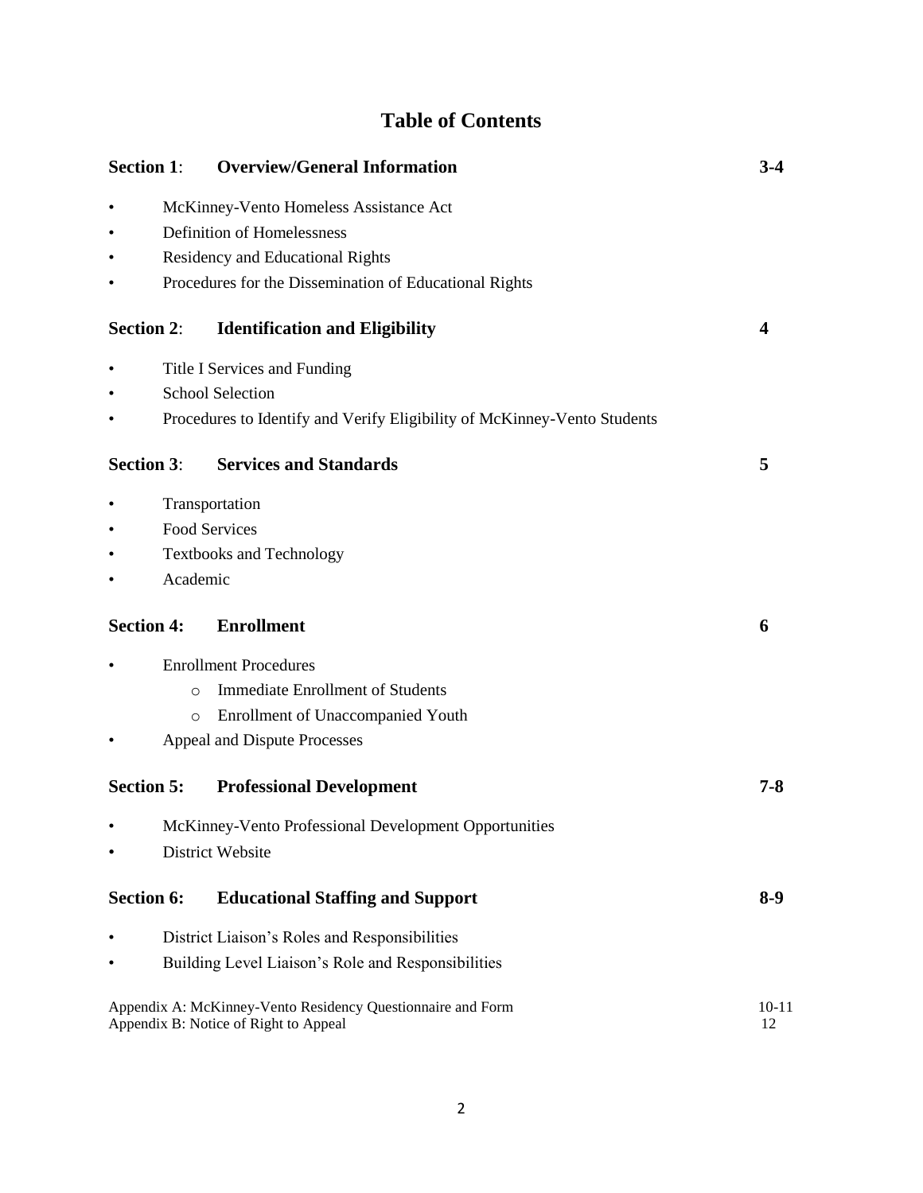# Table of Contents

| Section | Title | Page |
|---|---|---|
| **Section 1**: | **Overview/General Information** | **3-4** |
| **Section 2**: | **Identification and Eligibility** | **4** |
| **Section 3**: | **Services and Standards** | **5** |
| **Section 4:** | **Enrollment** | **6** |
| **Section 5:** | **Professional Development** | **7-8** |
| **Section 6:** | **Educational Staffing and Support** | **8-9** |

**Section 1**: **Overview/General Information** — **3-4**

- McKinney-Vento Homeless Assistance Act
- Definition of Homelessness
- Residency and Educational Rights
- Procedures for the Dissemination of Educational Rights

**Section 2**: **Identification and Eligibility** — **4**

- Title I Services and Funding
- School Selection
- Procedures to Identify and Verify Eligibility of McKinney-Vento Students

**Section 3**: **Services and Standards** — **5**

- Transportation
- Food Services
- Textbooks and Technology
- Academic

**Section 4:** **Enrollment** — **6**

- Enrollment Procedures
  - Immediate Enrollment of Students
  - Enrollment of Unaccompanied Youth
- Appeal and Dispute Processes

**Section 5:** **Professional Development** — **7-8**

- McKinney-Vento Professional Development Opportunities
- District Website

**Section 6:** **Educational Staffing and Support** — **8-9**

- District Liaison's Roles and Responsibilities
- Building Level Liaison's Role and Responsibilities

Appendix A: McKinney-Vento Residency Questionnaire and Form — 10-11
Appendix B: Notice of Right to Appeal — 12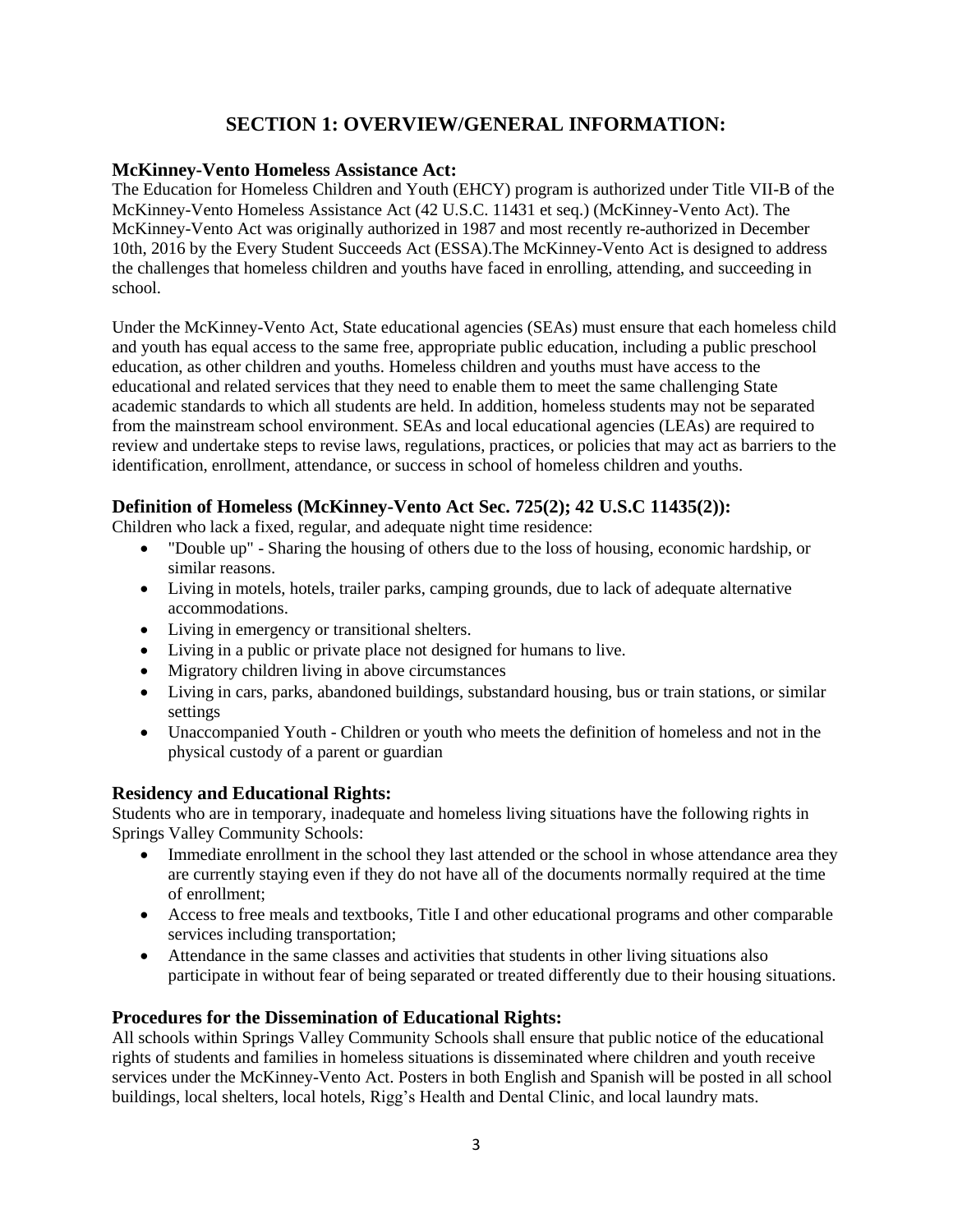# SECTION 1: OVERVIEW/GENERAL INFORMATION:

## McKinney-Vento Homeless Assistance Act:

The Education for Homeless Children and Youth (EHCY) program is authorized under Title VII-B of the McKinney-Vento Homeless Assistance Act (42 U.S.C. 11431 et seq.) (McKinney-Vento Act). The McKinney-Vento Act was originally authorized in 1987 and most recently re-authorized in December 10th, 2016 by the Every Student Succeeds Act (ESSA).The McKinney-Vento Act is designed to address the challenges that homeless children and youths have faced in enrolling, attending, and succeeding in school.

Under the McKinney-Vento Act, State educational agencies (SEAs) must ensure that each homeless child and youth has equal access to the same free, appropriate public education, including a public preschool education, as other children and youths. Homeless children and youths must have access to the educational and related services that they need to enable them to meet the same challenging State academic standards to which all students are held. In addition, homeless students may not be separated from the mainstream school environment. SEAs and local educational agencies (LEAs) are required to review and undertake steps to revise laws, regulations, practices, or policies that may act as barriers to the identification, enrollment, attendance, or success in school of homeless children and youths.

## Definition of Homeless (McKinney-Vento Act Sec. 725(2); 42 U.S.C 11435(2)):

Children who lack a fixed, regular, and adequate night time residence:

- "Double up" - Sharing the housing of others due to the loss of housing, economic hardship, or similar reasons.
- Living in motels, hotels, trailer parks, camping grounds, due to lack of adequate alternative accommodations.
- Living in emergency or transitional shelters.
- Living in a public or private place not designed for humans to live.
- Migratory children living in above circumstances
- Living in cars, parks, abandoned buildings, substandard housing, bus or train stations, or similar settings
- Unaccompanied Youth - Children or youth who meets the definition of homeless and not in the physical custody of a parent or guardian

## Residency and Educational Rights:

Students who are in temporary, inadequate and homeless living situations have the following rights in Springs Valley Community Schools:

- Immediate enrollment in the school they last attended or the school in whose attendance area they are currently staying even if they do not have all of the documents normally required at the time of enrollment;
- Access to free meals and textbooks, Title I and other educational programs and other comparable services including transportation;
- Attendance in the same classes and activities that students in other living situations also participate in without fear of being separated or treated differently due to their housing situations.

## Procedures for the Dissemination of Educational Rights:

All schools within Springs Valley Community Schools shall ensure that public notice of the educational rights of students and families in homeless situations is disseminated where children and youth receive services under the McKinney-Vento Act. Posters in both English and Spanish will be posted in all school buildings, local shelters, local hotels, Rigg's Health and Dental Clinic, and local laundry mats.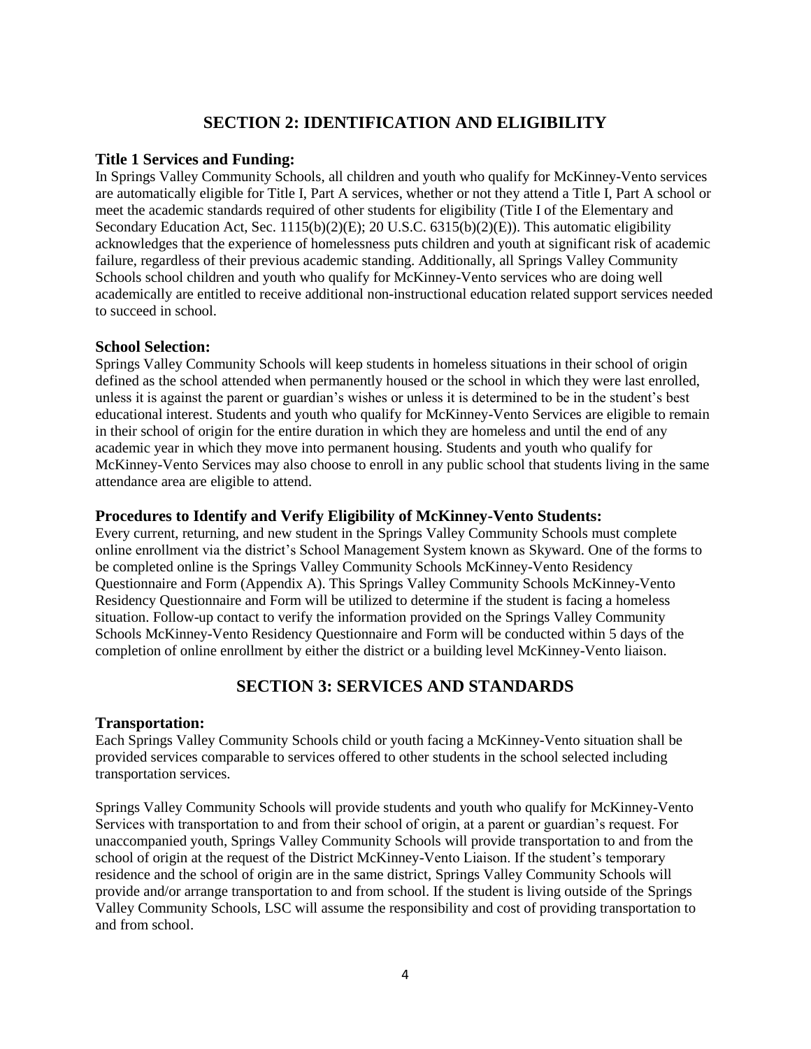## SECTION 2: IDENTIFICATION AND ELIGIBILITY

### Title 1 Services and Funding:

In Springs Valley Community Schools, all children and youth who qualify for McKinney-Vento services are automatically eligible for Title I, Part A services, whether or not they attend a Title I, Part A school or meet the academic standards required of other students for eligibility (Title I of the Elementary and Secondary Education Act, Sec. 1115(b)(2)(E); 20 U.S.C. 6315(b)(2)(E)). This automatic eligibility acknowledges that the experience of homelessness puts children and youth at significant risk of academic failure, regardless of their previous academic standing. Additionally, all Springs Valley Community Schools school children and youth who qualify for McKinney-Vento services who are doing well academically are entitled to receive additional non-instructional education related support services needed to succeed in school.

### School Selection:

Springs Valley Community Schools will keep students in homeless situations in their school of origin defined as the school attended when permanently housed or the school in which they were last enrolled, unless it is against the parent or guardian's wishes or unless it is determined to be in the student's best educational interest. Students and youth who qualify for McKinney-Vento Services are eligible to remain in their school of origin for the entire duration in which they are homeless and until the end of any academic year in which they move into permanent housing. Students and youth who qualify for McKinney-Vento Services may also choose to enroll in any public school that students living in the same attendance area are eligible to attend.

### Procedures to Identify and Verify Eligibility of McKinney-Vento Students:

Every current, returning, and new student in the Springs Valley Community Schools must complete online enrollment via the district's School Management System known as Skyward. One of the forms to be completed online is the Springs Valley Community Schools McKinney-Vento Residency Questionnaire and Form (Appendix A). This Springs Valley Community Schools McKinney-Vento Residency Questionnaire and Form will be utilized to determine if the student is facing a homeless situation. Follow-up contact to verify the information provided on the Springs Valley Community Schools McKinney-Vento Residency Questionnaire and Form will be conducted within 5 days of the completion of online enrollment by either the district or a building level McKinney-Vento liaison.

## SECTION 3: SERVICES AND STANDARDS

### Transportation:

Each Springs Valley Community Schools child or youth facing a McKinney-Vento situation shall be provided services comparable to services offered to other students in the school selected including transportation services.

Springs Valley Community Schools will provide students and youth who qualify for McKinney-Vento Services with transportation to and from their school of origin, at a parent or guardian's request. For unaccompanied youth, Springs Valley Community Schools will provide transportation to and from the school of origin at the request of the District McKinney-Vento Liaison. If the student's temporary residence and the school of origin are in the same district, Springs Valley Community Schools will provide and/or arrange transportation to and from school. If the student is living outside of the Springs Valley Community Schools, LSC will assume the responsibility and cost of providing transportation to and from school.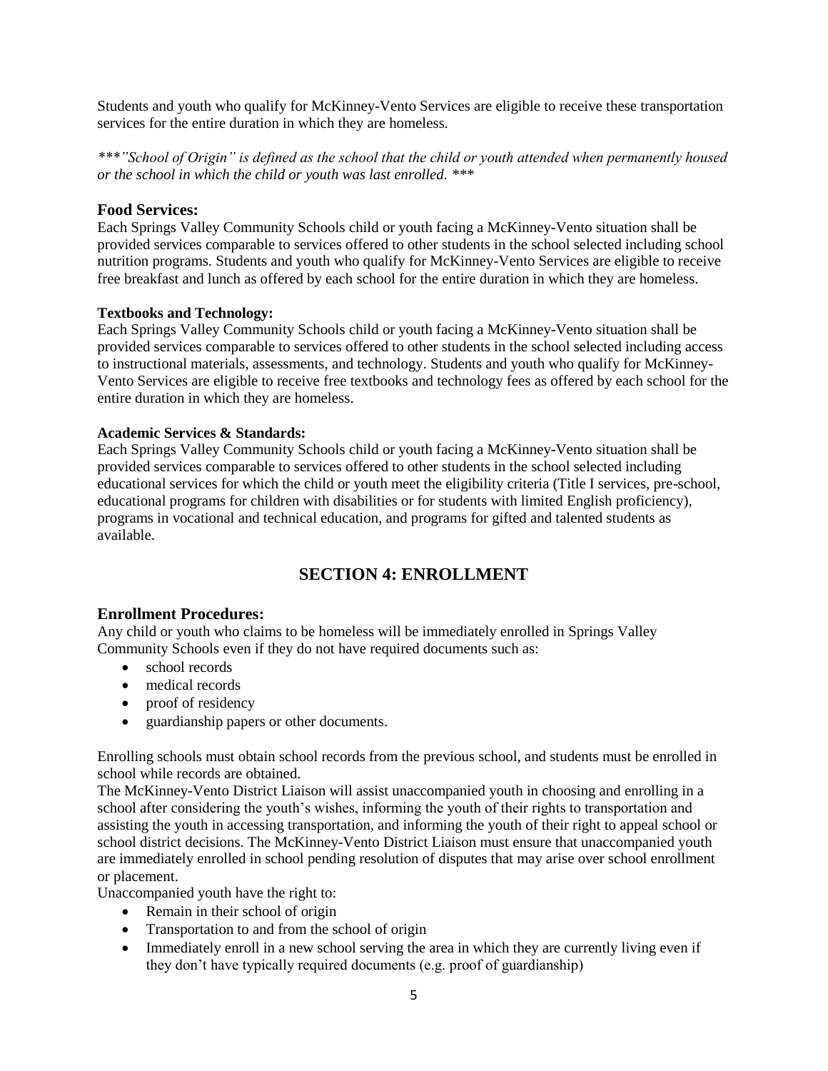Students and youth who qualify for McKinney-Vento Services are eligible to receive these transportation services for the entire duration in which they are homeless.

*\*\*\*"School of Origin" is defined as the school that the child or youth attended when permanently housed or the school in which the child or youth was last enrolled. \*\*\**

### Food Services:

Each Springs Valley Community Schools child or youth facing a McKinney-Vento situation shall be provided services comparable to services offered to other students in the school selected including school nutrition programs. Students and youth who qualify for McKinney-Vento Services are eligible to receive free breakfast and lunch as offered by each school for the entire duration in which they are homeless.

**Textbooks and Technology:**

Each Springs Valley Community Schools child or youth facing a McKinney-Vento situation shall be provided services comparable to services offered to other students in the school selected including access to instructional materials, assessments, and technology. Students and youth who qualify for McKinney-Vento Services are eligible to receive free textbooks and technology fees as offered by each school for the entire duration in which they are homeless.

**Academic Services & Standards:**

Each Springs Valley Community Schools child or youth facing a McKinney-Vento situation shall be provided services comparable to services offered to other students in the school selected including educational services for which the child or youth meet the eligibility criteria (Title I services, pre-school, educational programs for children with disabilities or for students with limited English proficiency), programs in vocational and technical education, and programs for gifted and talented students as available.

## SECTION 4: ENROLLMENT

### Enrollment Procedures:

Any child or youth who claims to be homeless will be immediately enrolled in Springs Valley Community Schools even if they do not have required documents such as:

- school records
- medical records
- proof of residency
- guardianship papers or other documents.

Enrolling schools must obtain school records from the previous school, and students must be enrolled in school while records are obtained.

The McKinney-Vento District Liaison will assist unaccompanied youth in choosing and enrolling in a school after considering the youth's wishes, informing the youth of their rights to transportation and assisting the youth in accessing transportation, and informing the youth of their right to appeal school or school district decisions. The McKinney-Vento District Liaison must ensure that unaccompanied youth are immediately enrolled in school pending resolution of disputes that may arise over school enrollment or placement.

Unaccompanied youth have the right to:

- Remain in their school of origin
- Transportation to and from the school of origin
- Immediately enroll in a new school serving the area in which they are currently living even if they don't have typically required documents (e.g. proof of guardianship)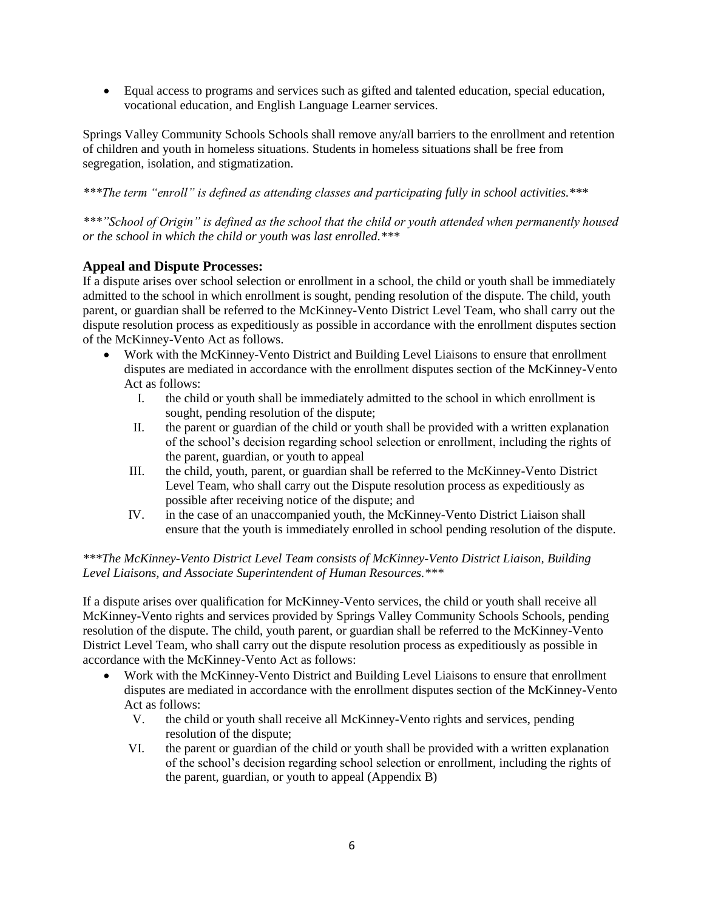- Equal access to programs and services such as gifted and talented education, special education, vocational education, and English Language Learner services.

Springs Valley Community Schools Schools shall remove any/all barriers to the enrollment and retention of children and youth in homeless situations. Students in homeless situations shall be free from segregation, isolation, and stigmatization.

*\*\*\*The term "enroll" is defined as attending classes and participating fully in school activities.\*\*\**

*\*\*\*"School of Origin" is defined as the school that the child or youth attended when permanently housed or the school in which the child or youth was last enrolled.\*\*\**

### Appeal and Dispute Processes:

If a dispute arises over school selection or enrollment in a school, the child or youth shall be immediately admitted to the school in which enrollment is sought, pending resolution of the dispute. The child, youth parent, or guardian shall be referred to the McKinney-Vento District Level Team, who shall carry out the dispute resolution process as expeditiously as possible in accordance with the enrollment disputes section of the McKinney-Vento Act as follows.

- Work with the McKinney-Vento District and Building Level Liaisons to ensure that enrollment disputes are mediated in accordance with the enrollment disputes section of the McKinney-Vento Act as follows:
  - I. the child or youth shall be immediately admitted to the school in which enrollment is sought, pending resolution of the dispute;
  - II. the parent or guardian of the child or youth shall be provided with a written explanation of the school's decision regarding school selection or enrollment, including the rights of the parent, guardian, or youth to appeal
  - III. the child, youth, parent, or guardian shall be referred to the McKinney-Vento District Level Team, who shall carry out the Dispute resolution process as expeditiously as possible after receiving notice of the dispute; and
  - IV. in the case of an unaccompanied youth, the McKinney-Vento District Liaison shall ensure that the youth is immediately enrolled in school pending resolution of the dispute.

*\*\*\*The McKinney-Vento District Level Team consists of McKinney-Vento District Liaison, Building Level Liaisons, and Associate Superintendent of Human Resources.\*\*\**

If a dispute arises over qualification for McKinney-Vento services, the child or youth shall receive all McKinney-Vento rights and services provided by Springs Valley Community Schools Schools, pending resolution of the dispute. The child, youth parent, or guardian shall be referred to the McKinney-Vento District Level Team, who shall carry out the dispute resolution process as expeditiously as possible in accordance with the McKinney-Vento Act as follows:

- Work with the McKinney-Vento District and Building Level Liaisons to ensure that enrollment disputes are mediated in accordance with the enrollment disputes section of the McKinney-Vento Act as follows:
  - V. the child or youth shall receive all McKinney-Vento rights and services, pending resolution of the dispute;
  - VI. the parent or guardian of the child or youth shall be provided with a written explanation of the school's decision regarding school selection or enrollment, including the rights of the parent, guardian, or youth to appeal (Appendix B)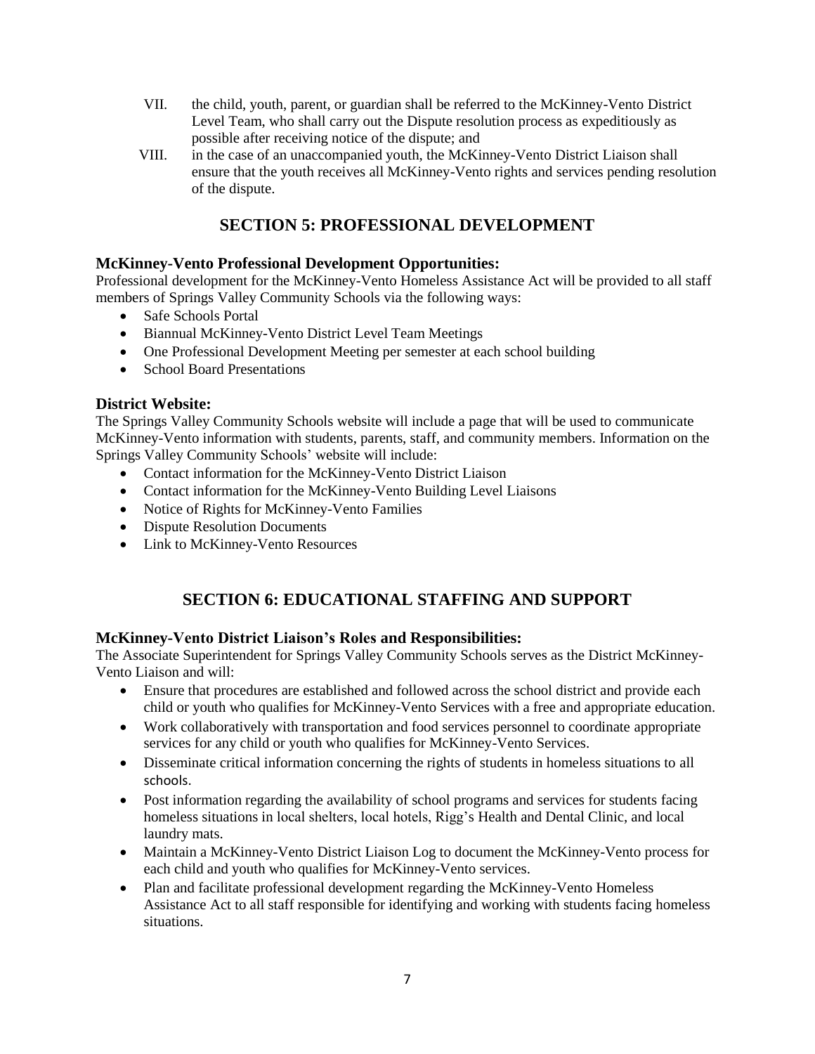VII. the child, youth, parent, or guardian shall be referred to the McKinney-Vento District Level Team, who shall carry out the Dispute resolution process as expeditiously as possible after receiving notice of the dispute; and

VIII. in the case of an unaccompanied youth, the McKinney-Vento District Liaison shall ensure that the youth receives all McKinney-Vento rights and services pending resolution of the dispute.

## SECTION 5: PROFESSIONAL DEVELOPMENT

### McKinney-Vento Professional Development Opportunities:

Professional development for the McKinney-Vento Homeless Assistance Act will be provided to all staff members of Springs Valley Community Schools via the following ways:

- Safe Schools Portal
- Biannual McKinney-Vento District Level Team Meetings
- One Professional Development Meeting per semester at each school building
- School Board Presentations

### District Website:

The Springs Valley Community Schools website will include a page that will be used to communicate McKinney-Vento information with students, parents, staff, and community members. Information on the Springs Valley Community Schools' website will include:

- Contact information for the McKinney-Vento District Liaison
- Contact information for the McKinney-Vento Building Level Liaisons
- Notice of Rights for McKinney-Vento Families
- Dispute Resolution Documents
- Link to McKinney-Vento Resources

## SECTION 6: EDUCATIONAL STAFFING AND SUPPORT

### McKinney-Vento District Liaison's Roles and Responsibilities:

The Associate Superintendent for Springs Valley Community Schools serves as the District McKinney-Vento Liaison and will:

- Ensure that procedures are established and followed across the school district and provide each child or youth who qualifies for McKinney-Vento Services with a free and appropriate education.
- Work collaboratively with transportation and food services personnel to coordinate appropriate services for any child or youth who qualifies for McKinney-Vento Services.
- Disseminate critical information concerning the rights of students in homeless situations to all schools.
- Post information regarding the availability of school programs and services for students facing homeless situations in local shelters, local hotels, Rigg's Health and Dental Clinic, and local laundry mats.
- Maintain a McKinney-Vento District Liaison Log to document the McKinney-Vento process for each child and youth who qualifies for McKinney-Vento services.
- Plan and facilitate professional development regarding the McKinney-Vento Homeless Assistance Act to all staff responsible for identifying and working with students facing homeless situations.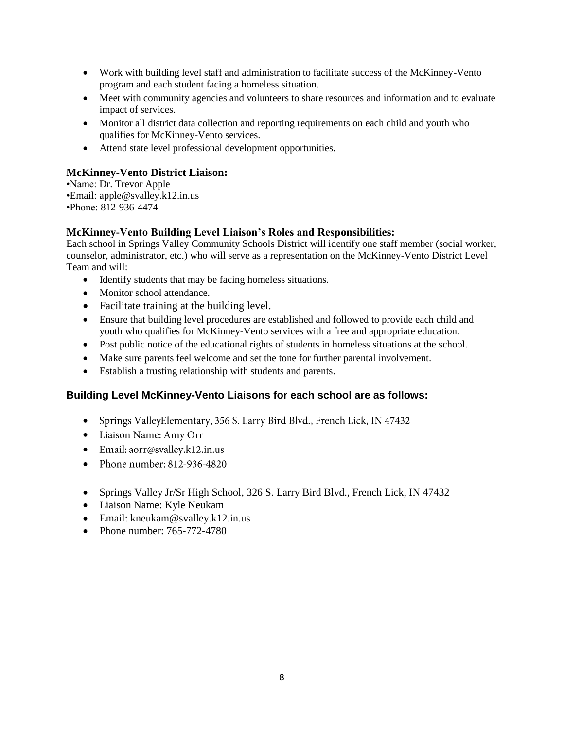- Work with building level staff and administration to facilitate success of the McKinney-Vento program and each student facing a homeless situation.
- Meet with community agencies and volunteers to share resources and information and to evaluate impact of services.
- Monitor all district data collection and reporting requirements on each child and youth who qualifies for McKinney-Vento services.
- Attend state level professional development opportunities.

### McKinney-Vento District Liaison:

•Name: Dr. Trevor Apple
•Email: apple@svalley.k12.in.us
•Phone: 812-936-4474

### McKinney-Vento Building Level Liaison's Roles and Responsibilities:

Each school in Springs Valley Community Schools District will identify one staff member (social worker, counselor, administrator, etc.) who will serve as a representation on the McKinney-Vento District Level Team and will:

- Identify students that may be facing homeless situations.
- Monitor school attendance.
- Facilitate training at the building level.
- Ensure that building level procedures are established and followed to provide each child and youth who qualifies for McKinney-Vento services with a free and appropriate education.
- Post public notice of the educational rights of students in homeless situations at the school.
- Make sure parents feel welcome and set the tone for further parental involvement.
- Establish a trusting relationship with students and parents.

### Building Level McKinney-Vento Liaisons for each school are as follows:

- Springs ValleyElementary, 356 S. Larry Bird Blvd., French Lick, IN 47432
- Liaison Name: Amy Orr
- Email: aorr@svalley.k12.in.us
- Phone number: 812-936-4820

- Springs Valley Jr/Sr High School, 326 S. Larry Bird Blvd., French Lick, IN 47432
- Liaison Name: Kyle Neukam
- Email: kneukam@svalley.k12.in.us
- Phone number: 765-772-4780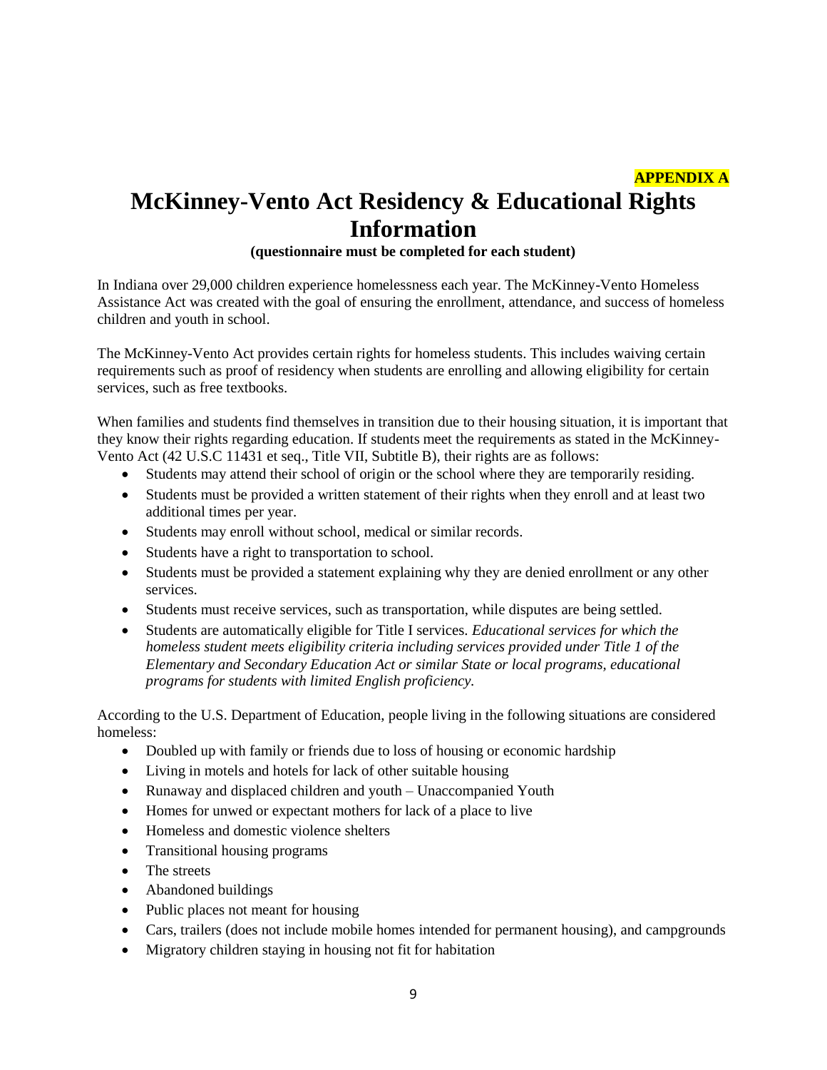**APPENDIX A**

# McKinney-Vento Act Residency & Educational Rights Information

**(questionnaire must be completed for each student)**

In Indiana over 29,000 children experience homelessness each year. The McKinney-Vento Homeless Assistance Act was created with the goal of ensuring the enrollment, attendance, and success of homeless children and youth in school.

The McKinney-Vento Act provides certain rights for homeless students. This includes waiving certain requirements such as proof of residency when students are enrolling and allowing eligibility for certain services, such as free textbooks.

When families and students find themselves in transition due to their housing situation, it is important that they know their rights regarding education. If students meet the requirements as stated in the McKinney-Vento Act (42 U.S.C 11431 et seq., Title VII, Subtitle B), their rights are as follows:

- Students may attend their school of origin or the school where they are temporarily residing.
- Students must be provided a written statement of their rights when they enroll and at least two additional times per year.
- Students may enroll without school, medical or similar records.
- Students have a right to transportation to school.
- Students must be provided a statement explaining why they are denied enrollment or any other services.
- Students must receive services, such as transportation, while disputes are being settled.
- Students are automatically eligible for Title I services. *Educational services for which the homeless student meets eligibility criteria including services provided under Title 1 of the Elementary and Secondary Education Act or similar State or local programs, educational programs for students with limited English proficiency.*

According to the U.S. Department of Education, people living in the following situations are considered homeless:

- Doubled up with family or friends due to loss of housing or economic hardship
- Living in motels and hotels for lack of other suitable housing
- Runaway and displaced children and youth – Unaccompanied Youth
- Homes for unwed or expectant mothers for lack of a place to live
- Homeless and domestic violence shelters
- Transitional housing programs
- The streets
- Abandoned buildings
- Public places not meant for housing
- Cars, trailers (does not include mobile homes intended for permanent housing), and campgrounds
- Migratory children staying in housing not fit for habitation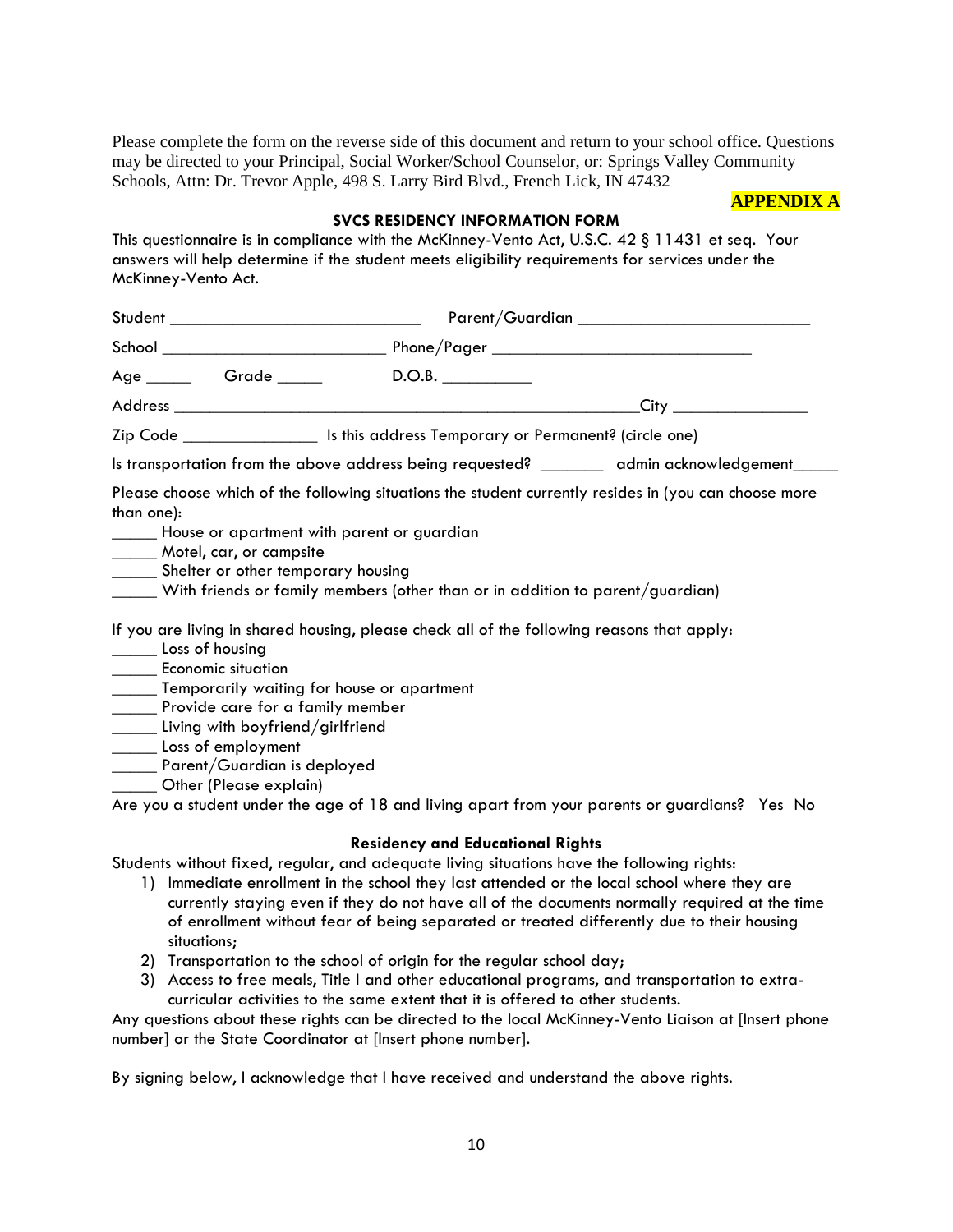Please complete the form on the reverse side of this document and return to your school office. Questions may be directed to your Principal, Social Worker/School Counselor, or: Springs Valley Community Schools, Attn: Dr. Trevor Apple, 498 S. Larry Bird Blvd., French Lick, IN 47432

**APPENDIX A**

## SVCS RESIDENCY INFORMATION FORM

This questionnaire is in compliance with the McKinney-Vento Act, U.S.C. 42 § 11431 et seq. Your answers will help determine if the student meets eligibility requirements for services under the McKinney-Vento Act.

Student ____________________________ Parent/Guardian __________________________

School _________________________ Phone/Pager ____________________________

Age _____ Grade _____ D.O.B. __________

Address ____________________________________________________City _______________

Zip Code _______________ Is this address Temporary or Permanent? (circle one)

Is transportation from the above address being requested? _______ admin acknowledgement_____

Please choose which of the following situations the student currently resides in (you can choose more than one):

_____ House or apartment with parent or guardian
_____ Motel, car, or campsite
_____ Shelter or other temporary housing
_____ With friends or family members (other than or in addition to parent/guardian)

If you are living in shared housing, please check all of the following reasons that apply:

_____ Loss of housing
_____ Economic situation
_____ Temporarily waiting for house or apartment
_____ Provide care for a family member
_____ Living with boyfriend/girlfriend
_____ Loss of employment
_____ Parent/Guardian is deployed
_____ Other (Please explain)

Are you a student under the age of 18 and living apart from your parents or guardians? Yes No

### Residency and Educational Rights

Students without fixed, regular, and adequate living situations have the following rights:

1) Immediate enrollment in the school they last attended or the local school where they are currently staying even if they do not have all of the documents normally required at the time of enrollment without fear of being separated or treated differently due to their housing situations;
2) Transportation to the school of origin for the regular school day;
3) Access to free meals, Title I and other educational programs, and transportation to extra-curricular activities to the same extent that it is offered to other students.

Any questions about these rights can be directed to the local McKinney-Vento Liaison at [Insert phone number] or the State Coordinator at [Insert phone number].

By signing below, I acknowledge that I have received and understand the above rights.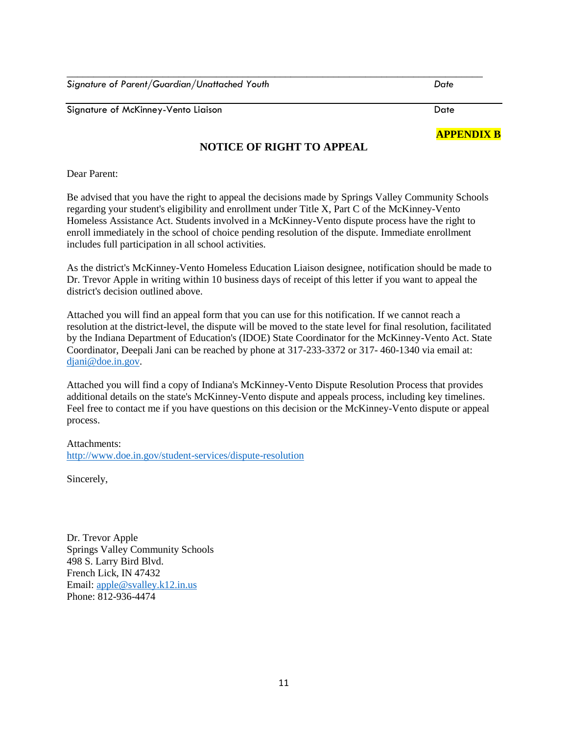______________________________________________________________________

*Signature of Parent/Guardian/Unattached Youth* *Date*

______________________________________________________________________

Signature of McKinney-Vento Liaison Date

**APPENDIX B**

## NOTICE OF RIGHT TO APPEAL

Dear Parent:

Be advised that you have the right to appeal the decisions made by Springs Valley Community Schools regarding your student's eligibility and enrollment under Title X, Part C of the McKinney-Vento Homeless Assistance Act. Students involved in a McKinney-Vento dispute process have the right to enroll immediately in the school of choice pending resolution of the dispute. Immediate enrollment includes full participation in all school activities.

As the district's McKinney-Vento Homeless Education Liaison designee, notification should be made to Dr. Trevor Apple in writing within 10 business days of receipt of this letter if you want to appeal the district's decision outlined above.

Attached you will find an appeal form that you can use for this notification. If we cannot reach a resolution at the district-level, the dispute will be moved to the state level for final resolution, facilitated by the Indiana Department of Education's (IDOE) State Coordinator for the McKinney-Vento Act. State Coordinator, Deepali Jani can be reached by phone at 317-233-3372 or 317- 460-1340 via email at: djani@doe.in.gov.

Attached you will find a copy of Indiana's McKinney-Vento Dispute Resolution Process that provides additional details on the state's McKinney-Vento dispute and appeals process, including key timelines. Feel free to contact me if you have questions on this decision or the McKinney-Vento dispute or appeal process.

Attachments:
http://www.doe.in.gov/student-services/dispute-resolution

Sincerely,

Dr. Trevor Apple
Springs Valley Community Schools
498 S. Larry Bird Blvd.
French Lick, IN 47432
Email: apple@svalley.k12.in.us
Phone: 812-936-4474